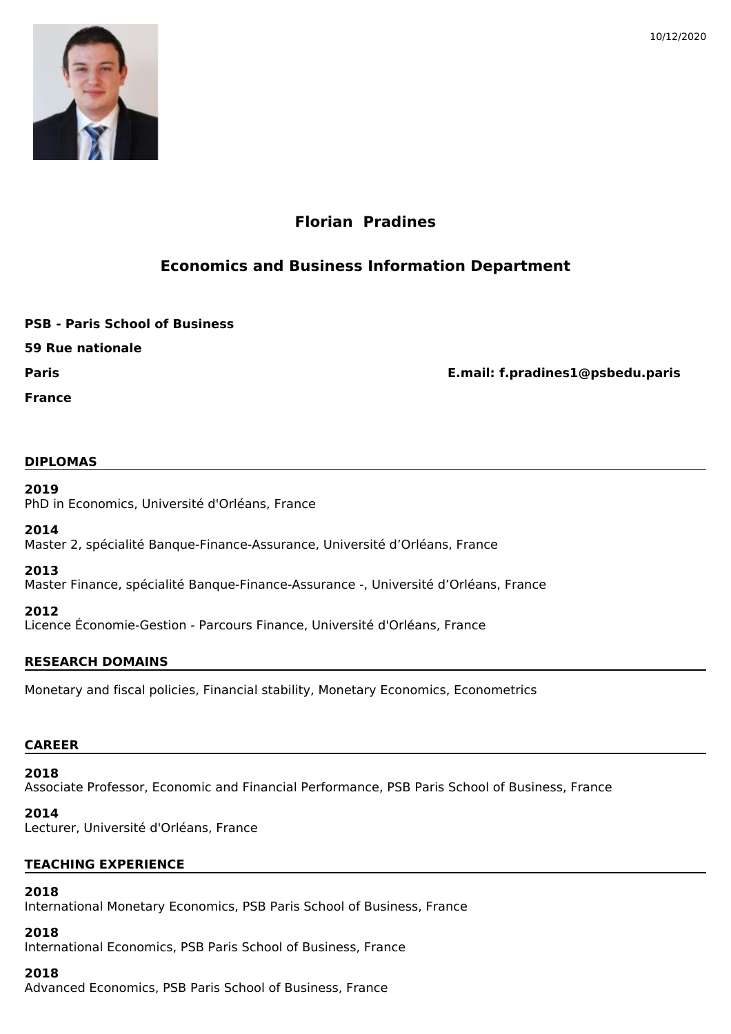10/12/2020

# Florian Pradines

## Economics and Business Information Department

**PSB - Paris School of Business**

**59 Rue nationale**

**Paris**

**France**

**E.mail: f.pradines1@psbedu.paris**

## DIPLOMAS

**2019**
PhD in Economics, Université d'Orléans, France

**2014**
Master 2, spécialité Banque-Finance-Assurance, Université d’Orléans, France

**2013**
Master Finance, spécialité Banque-Finance-Assurance -, Université d’Orléans, France

**2012**
Licence Économie-Gestion - Parcours Finance, Université d'Orléans, France

## RESEARCH DOMAINS

Monetary and fiscal policies, Financial stability, Monetary Economics, Econometrics

## CAREER

**2018**
Associate Professor, Economic and Financial Performance, PSB Paris School of Business, France

**2014**
Lecturer, Université d'Orléans, France

## TEACHING EXPERIENCE

**2018**
International Monetary Economics, PSB Paris School of Business, France

**2018**
International Economics, PSB Paris School of Business, France

**2018**
Advanced Economics, PSB Paris School of Business, France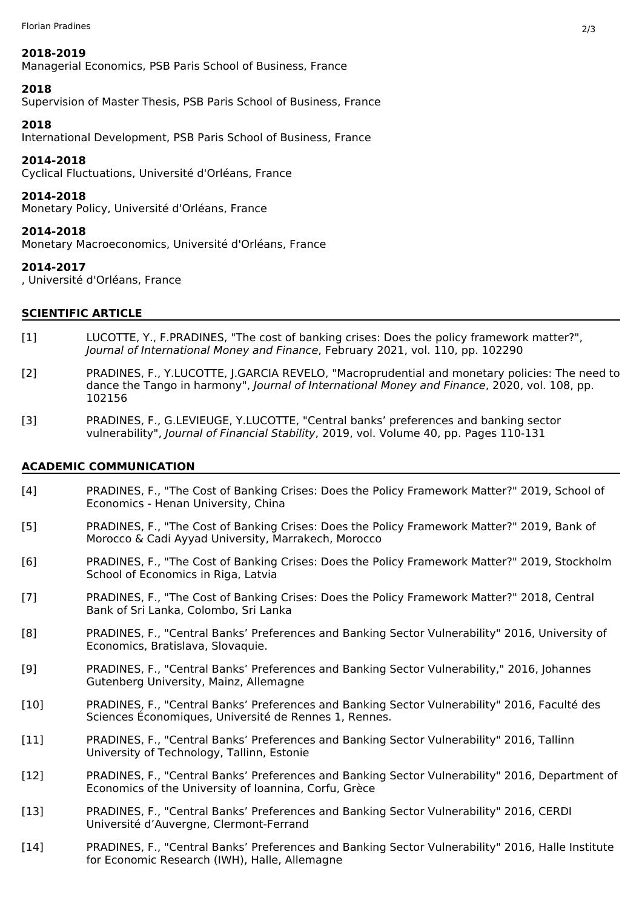**2018-2019**
Managerial Economics, PSB Paris School of Business, France

**2018**
Supervision of Master Thesis, PSB Paris School of Business, France

**2018**
International Development, PSB Paris School of Business, France

**2014-2018**
Cyclical Fluctuations, Université d'Orléans, France

**2014-2018**
Monetary Policy, Université d'Orléans, France

**2014-2018**
Monetary Macroeconomics, Université d'Orléans, France

**2014-2017**
, Université d'Orléans, France

## SCIENTIFIC ARTICLE

[1] LUCOTTE, Y., F.PRADINES, "The cost of banking crises: Does the policy framework matter?", *Journal of International Money and Finance*, February 2021, vol. 110, pp. 102290

[2] PRADINES, F., Y.LUCOTTE, J.GARCIA REVELO, "Macroprudential and monetary policies: The need to dance the Tango in harmony", *Journal of International Money and Finance*, 2020, vol. 108, pp. 102156

[3] PRADINES, F., G.LEVIEUGE, Y.LUCOTTE, "Central banks' preferences and banking sector vulnerability", *Journal of Financial Stability*, 2019, vol. Volume 40, pp. Pages 110-131

## ACADEMIC COMMUNICATION

[4] PRADINES, F., "The Cost of Banking Crises: Does the Policy Framework Matter?" 2019, School of Economics - Henan University, China

[5] PRADINES, F., "The Cost of Banking Crises: Does the Policy Framework Matter?" 2019, Bank of Morocco & Cadi Ayyad University, Marrakech, Morocco

[6] PRADINES, F., "The Cost of Banking Crises: Does the Policy Framework Matter?" 2019, Stockholm School of Economics in Riga, Latvia

[7] PRADINES, F., "The Cost of Banking Crises: Does the Policy Framework Matter?" 2018, Central Bank of Sri Lanka, Colombo, Sri Lanka

[8] PRADINES, F., "Central Banks' Preferences and Banking Sector Vulnerability" 2016, University of Economics, Bratislava, Slovaquie.

[9] PRADINES, F., "Central Banks' Preferences and Banking Sector Vulnerability," 2016, Johannes Gutenberg University, Mainz, Allemagne

[10] PRADINES, F., "Central Banks' Preferences and Banking Sector Vulnerability" 2016, Faculté des Sciences Économiques, Université de Rennes 1, Rennes.

[11] PRADINES, F., "Central Banks' Preferences and Banking Sector Vulnerability" 2016, Tallinn University of Technology, Tallinn, Estonie

[12] PRADINES, F., "Central Banks' Preferences and Banking Sector Vulnerability" 2016, Department of Economics of the University of Ioannina, Corfu, Grèce

[13] PRADINES, F., "Central Banks' Preferences and Banking Sector Vulnerability" 2016, CERDI Université d'Auvergne, Clermont-Ferrand

[14] PRADINES, F., "Central Banks' Preferences and Banking Sector Vulnerability" 2016, Halle Institute for Economic Research (IWH), Halle, Allemagne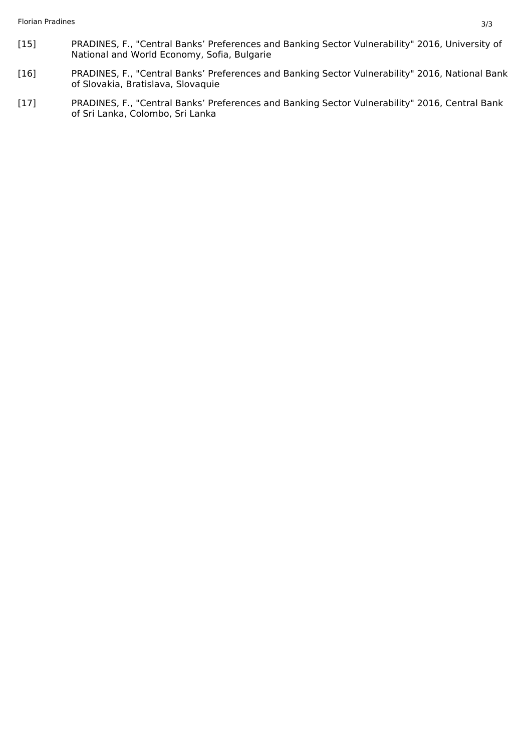[15] PRADINES, F., "Central Banks' Preferences and Banking Sector Vulnerability" 2016, University of National and World Economy, Sofia, Bulgarie

[16] PRADINES, F., "Central Banks' Preferences and Banking Sector Vulnerability" 2016, National Bank of Slovakia, Bratislava, Slovaquie

[17] PRADINES, F., "Central Banks' Preferences and Banking Sector Vulnerability" 2016, Central Bank of Sri Lanka, Colombo, Sri Lanka